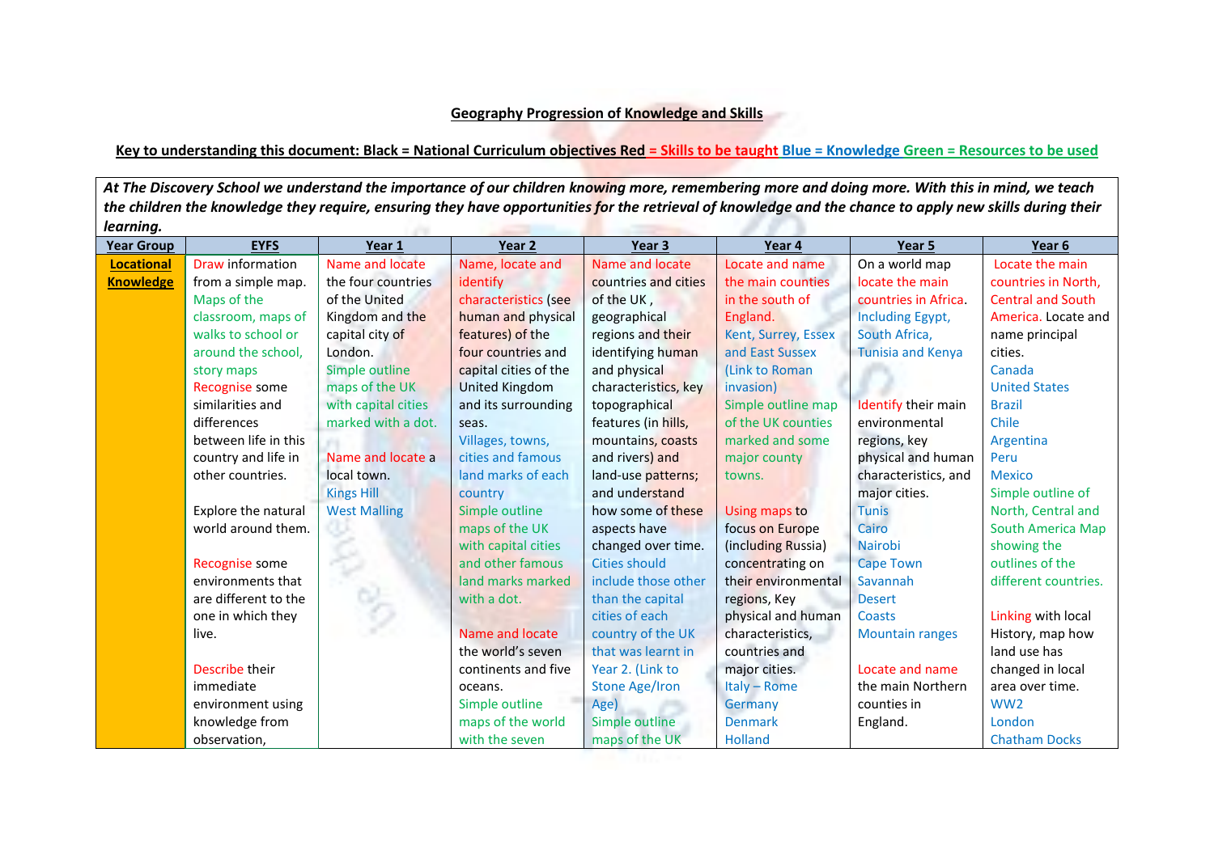**Geography Progression of Knowledge and Skills**

**Key to understanding this document: Black = National Curriculum objectives Red = Skills to be taught Blue = Knowledge Green = Resources to be used**

***At The Discovery School we understand the importance of our children knowing more, remembering more and doing more. With this in mind, we teach the children the knowledge they require, ensuring they have opportunities for the retrieval of knowledge and the chance to apply new skills during their learning.***

| Year Group | EYFS | Year 1 | Year 2 | Year 3 | Year 4 | Year 5 | Year 6 |
|---|---|---|---|---|---|---|---|
| **Locational Knowledge** | Draw information from a simple map. Maps of the classroom, maps of walks to school or around the school, story maps Recognise some similarities and differences between life in this country and life in other countries. Explore the natural world around them. Recognise some environments that are different to the one in which they live. Describe their immediate environment using knowledge from observation, | Name and locate the four countries of the United Kingdom and the capital city of London. Simple outline maps of the UK with capital cities marked with a dot. Name and locate a local town. Kings Hill West Malling | Name, locate and identify characteristics (see human and physical features) of the four countries and capital cities of the United Kingdom and its surrounding seas. Villages, towns, cities and famous land marks of each country Simple outline maps of the UK with capital cities and other famous land marks marked with a dot. Name and locate the world's seven continents and five oceans. Simple outline maps of the world with the seven | Name and locate countries and cities of the UK , geographical regions and their identifying human and physical characteristics, key topographical features (in hills, mountains, coasts and rivers) and land-use patterns; and understand how some of these aspects have changed over time. Cities should include those other than the capital cities of each country of the UK that was learnt in Year 2. (Link to Stone Age/Iron Age) Simple outline maps of the UK | Locate and name the main counties in the south of England. Kent, Surrey, Essex and East Sussex (Link to Roman invasion) Simple outline map of the UK counties marked and some major county towns. Using maps to focus on Europe (including Russia) concentrating on their environmental regions, Key physical and human characteristics, countries and major cities. Italy – Rome Germany Denmark Holland | On a world map locate the main countries in Africa. Including Egypt, South Africa, Tunisia and Kenya Identify their main environmental regions, key physical and human characteristics, and major cities. Tunis Cairo Nairobi Cape Town Savannah Desert Coasts Mountain ranges Locate and name the main Northern counties in England. | Locate the main countries in North, Central and South America. Locate and name principal cities. Canada United States Brazil Chile Argentina Peru Mexico Simple outline of North, Central and South America Map showing the outlines of the different countries. Linking with local History, map how land use has changed in local area over time. WW2 London Chatham Docks |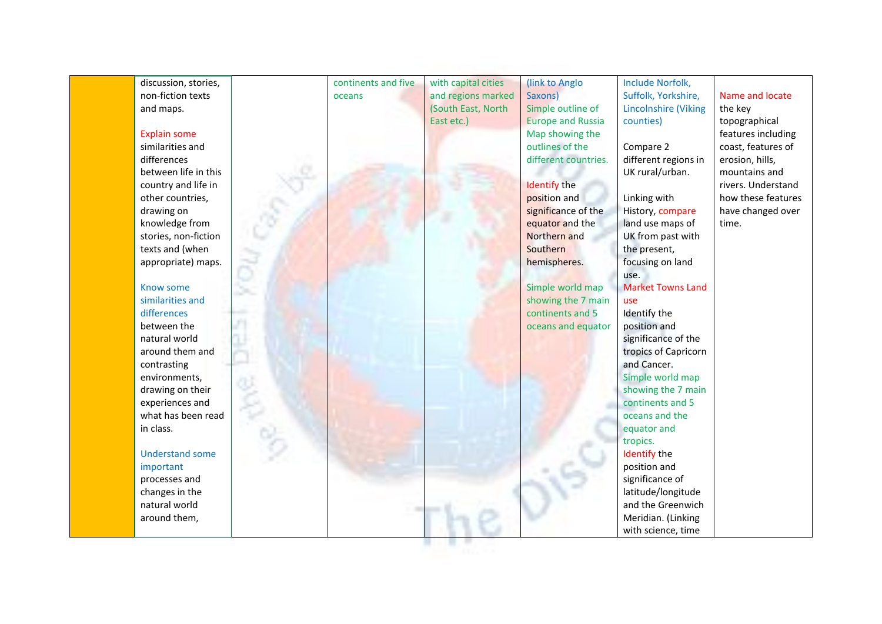| | | | | | | | |
|---|---|---|---|---|---|---|---|
| | discussion, stories, non-fiction texts and maps.<br><br>Explain some similarities and differences between life in this country and life in other countries, drawing on knowledge from stories, non-fiction texts and (when appropriate) maps.<br><br>Know some similarities and differences between the natural world around them and contrasting environments, drawing on their experiences and what has been read in class.<br><br>Understand some important processes and changes in the natural world around them, | | continents and five oceans | with capital cities and regions marked (South East, North East etc.) | (link to Anglo Saxons)<br>Simple outline of Europe and Russia<br>Map showing the outlines of the different countries.<br><br>Identify the position and significance of the equator and the Northern and Southern hemispheres.<br><br>Simple world map showing the 7 main continents and 5 oceans and equator | Include Norfolk, Suffolk, Yorkshire, Lincolnshire (Viking counties)<br><br>Compare 2 different regions in UK rural/urban.<br><br>Linking with History, compare land use maps of UK from past with the present, focusing on land use.<br>Market Towns Land use<br>Identify the position and significance of the tropics of Capricorn and Cancer.<br>Simple world map showing the 7 main continents and 5 oceans and the equator and tropics.<br>Identify the position and significance of latitude/longitude and the Greenwich Meridian. (Linking with science, time | Name and locate the key topographical features including coast, features of erosion, hills, mountains and rivers. Understand how these features have changed over time. |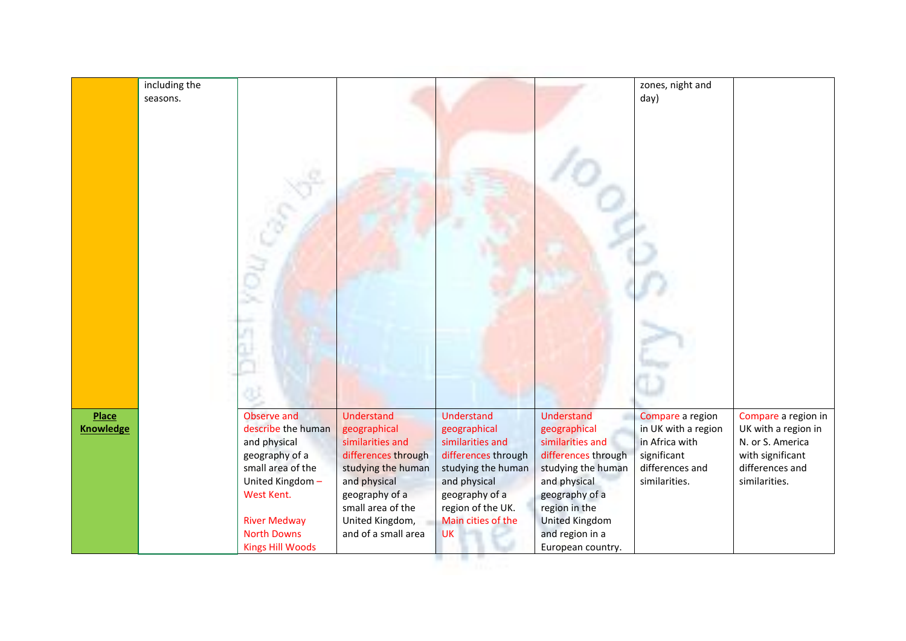|  |  |  |  |  |  |  |  |
|---|---|---|---|---|---|---|---|
|  | including the seasons. |  |  |  |  | zones, night and day) |  |
| **Place Knowledge** |  | Observe and describe the human and physical geography of a small area of the United Kingdom – West Kent.<br><br>River Medway<br>North Downs<br>Kings Hill Woods | Understand geographical similarities and differences through studying the human and physical geography of a small area of the United Kingdom, and of a small area | Understand geographical similarities and differences through studying the human and physical geography of a region of the UK. Main cities of the UK | Understand geographical similarities and differences through studying the human and physical geography of a region in the United Kingdom and region in a European country. | Compare a region in UK with a region in Africa with significant differences and similarities. | Compare a region in UK with a region in N. or S. America with significant differences and similarities. |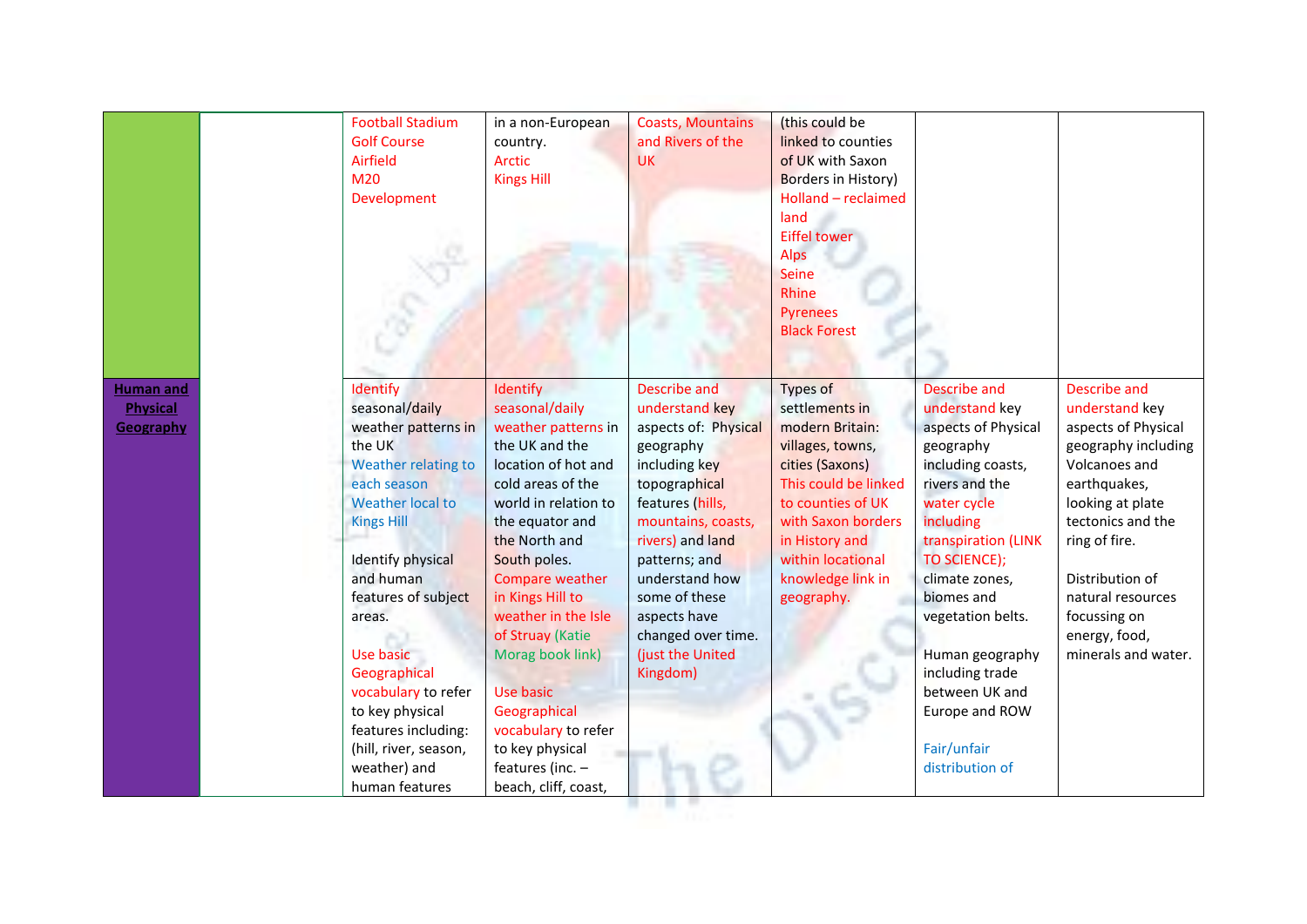| | | | | | | | |
|---|---|---|---|---|---|---|---|
| | | Football Stadium<br>Golf Course<br>Airfield<br>M20<br>Development | in a non-European country.<br>Arctic<br>Kings Hill | Coasts, Mountains and Rivers of the UK | (this could be linked to counties of UK with Saxon Borders in History)<br>Holland – reclaimed land<br>Eiffel tower<br>Alps<br>Seine<br>Rhine<br>Pyrenees<br>Black Forest | | |
| **Human and Physical Geography** | | Identify seasonal/daily weather patterns in the UK<br>Weather relating to each season<br>Weather local to Kings Hill<br><br>Identify physical and human features of subject areas.<br><br>Use basic Geographical vocabulary to refer to key physical features including: (hill, river, season, weather) and human features | Identify seasonal/daily weather patterns in the UK and the location of hot and cold areas of the world in relation to the equator and the North and South poles.<br>Compare weather in Kings Hill to weather in the Isle of Struay (Katie Morag book link)<br><br>Use basic Geographical vocabulary to refer to key physical features (inc. – beach, cliff, coast, | Describe and understand key aspects of: Physical geography including key topographical features (hills, mountains, coasts, rivers) and land patterns; and understand how some of these aspects have changed over time. (just the United Kingdom) | Types of settlements in modern Britain: villages, towns, cities (Saxons)<br>This could be linked to counties of UK with Saxon borders in History and within locational knowledge link in geography. | Describe and understand key aspects of Physical geography including coasts, rivers and the water cycle including transpiration (LINK TO SCIENCE); climate zones, biomes and vegetation belts.<br><br>Human geography including trade between UK and Europe and ROW<br><br>Fair/unfair distribution of | Describe and understand key aspects of Physical geography including Volcanoes and earthquakes, looking at plate tectonics and the ring of fire.<br><br>Distribution of natural resources focussing on energy, food, minerals and water. |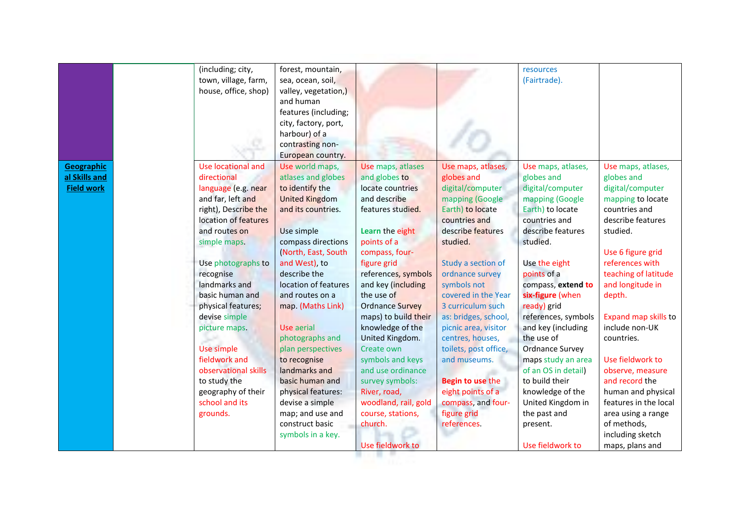| | | | | | | | |
|---|---|---|---|---|---|---|---|
| | | (including; city, town, village, farm, house, office, shop) | forest, mountain, sea, ocean, soil, valley, vegetation,) and human features (including; city, factory, port, harbour) of a contrasting non-European country. | | | resources (Fairtrade). | |
| **Geographical Skills and Field work** | | Use locational and directional language (e.g. near and far, left and right), Describe the location of features and routes on simple maps.<br><br>Use photographs to recognise landmarks and basic human and physical features; devise simple picture maps.<br><br>Use simple fieldwork and observational skills to study the geography of their school and its grounds. | Use world maps, atlases and globes to identify the United Kingdom and its countries.<br><br>Use simple compass directions (North, East, South and West), to describe the location of features and routes on a map. (Maths Link)<br><br>Use aerial photographs and plan perspectives to recognise landmarks and basic human and physical features: devise a simple map; and use and construct basic symbols in a key. | Use maps, atlases and globes to locate countries and describe features studied.<br><br>**Learn** the eight points of a compass, four-figure grid references, symbols and key (including the use of Ordnance Survey maps) to build their knowledge of the United Kingdom. Create own symbols and keys and use ordnance survey symbols: River, road, woodland, rail, gold course, stations, church.<br><br>Use fieldwork to | Use maps, atlases, globes and digital/computer mapping (Google Earth) to locate countries and describe features studied.<br><br>Study a section of ordnance survey symbols not covered in the Year 3 curriculum such as: bridges, school, picnic area, visitor centres, houses, toilets, post office, and museums.<br><br>**Begin to use** the eight points of a compass, and four-figure grid references. | Use maps, atlases, globes and digital/computer mapping (Google Earth) to locate countries and describe features studied.<br><br>Use the eight points of a compass, **extend to six-figure** (when ready) grid references, symbols and key (including the use of Ordnance Survey maps study an area of an OS in detail) to build their knowledge of the United Kingdom in the past and present.<br><br>Use fieldwork to | Use maps, atlases, globes and digital/computer mapping to locate countries and describe features studied.<br><br>Use 6 figure grid references with teaching of latitude and longitude in depth.<br><br>Expand map skills to include non-UK countries.<br><br>Use fieldwork to observe, measure and record the human and physical features in the local area using a range of methods, including sketch maps, plans and |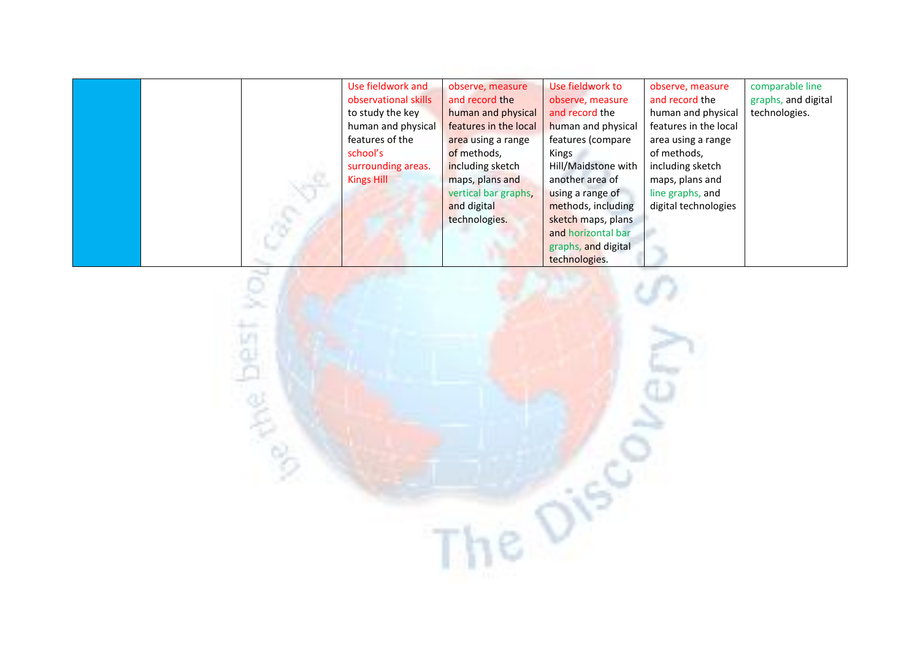| | | | | | | | |
|---|---|---|---|---|---|---|---|
| | | | Use fieldwork and observational skills to study the key human and physical features of the school's surrounding areas. Kings Hill | observe, measure and record the human and physical features in the local area using a range of methods, including sketch maps, plans and vertical bar graphs, and digital technologies. | Use fieldwork to observe, measure and record the human and physical features (compare Kings Hill/Maidstone with another area of using a range of methods, including sketch maps, plans and horizontal bar graphs, and digital technologies. | observe, measure and record the human and physical features in the local area using a range of methods, including sketch maps, plans and line graphs, and digital technologies | comparable line graphs, and digital technologies. |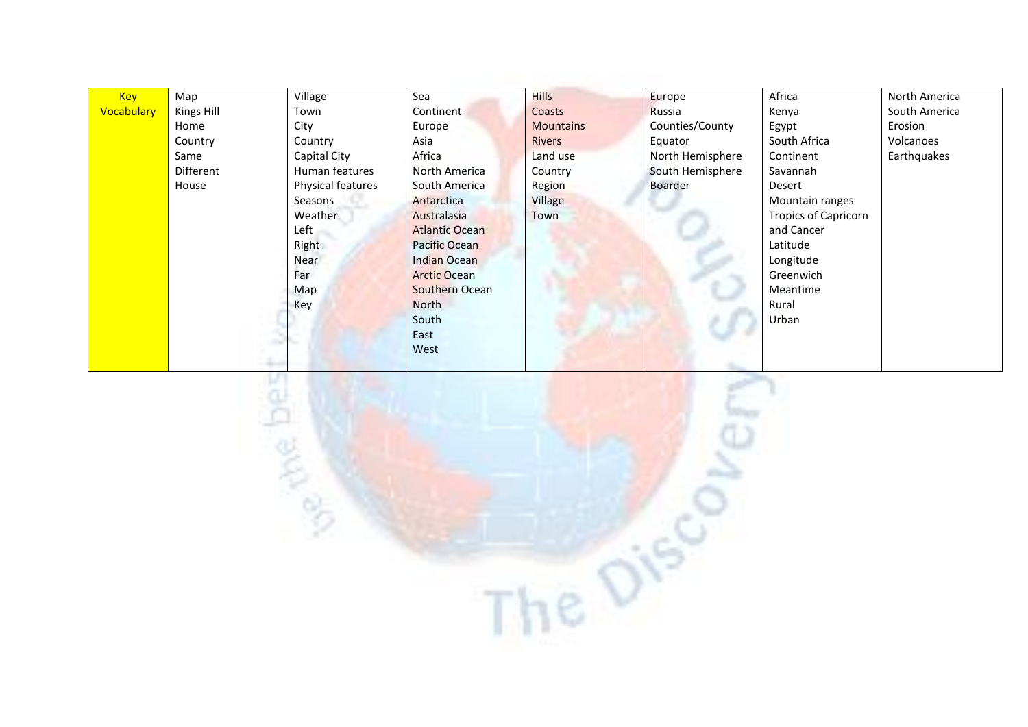| | | | | | | | |
|---|---|---|---|---|---|---|---|
| Key Vocabulary | Map<br>Kings Hill<br>Home<br>Country<br>Same<br>Different<br>House | Village<br>Town<br>City<br>Country<br>Capital City<br>Human features<br>Physical features<br>Seasons<br>Weather<br>Left<br>Right<br>Near<br>Far<br>Map<br>Key | Sea<br>Continent<br>Europe<br>Asia<br>Africa<br>North America<br>South America<br>Antarctica<br>Australasia<br>Atlantic Ocean<br>Pacific Ocean<br>Indian Ocean<br>Arctic Ocean<br>Southern Ocean<br>North<br>South<br>East<br>West | Hills<br>Coasts<br>Mountains<br>Rivers<br>Land use<br>Country<br>Region<br>Village<br>Town | Europe<br>Russia<br>Counties/County<br>Equator<br>North Hemisphere<br>South Hemisphere<br>Boarder | Africa<br>Kenya<br>Egypt<br>South Africa<br>Continent<br>Savannah<br>Desert<br>Mountain ranges<br>Tropics of Capricorn and Cancer<br>Latitude<br>Longitude<br>Greenwich<br>Meantime<br>Rural<br>Urban | North America<br>South America<br>Erosion<br>Volcanoes<br>Earthquakes |